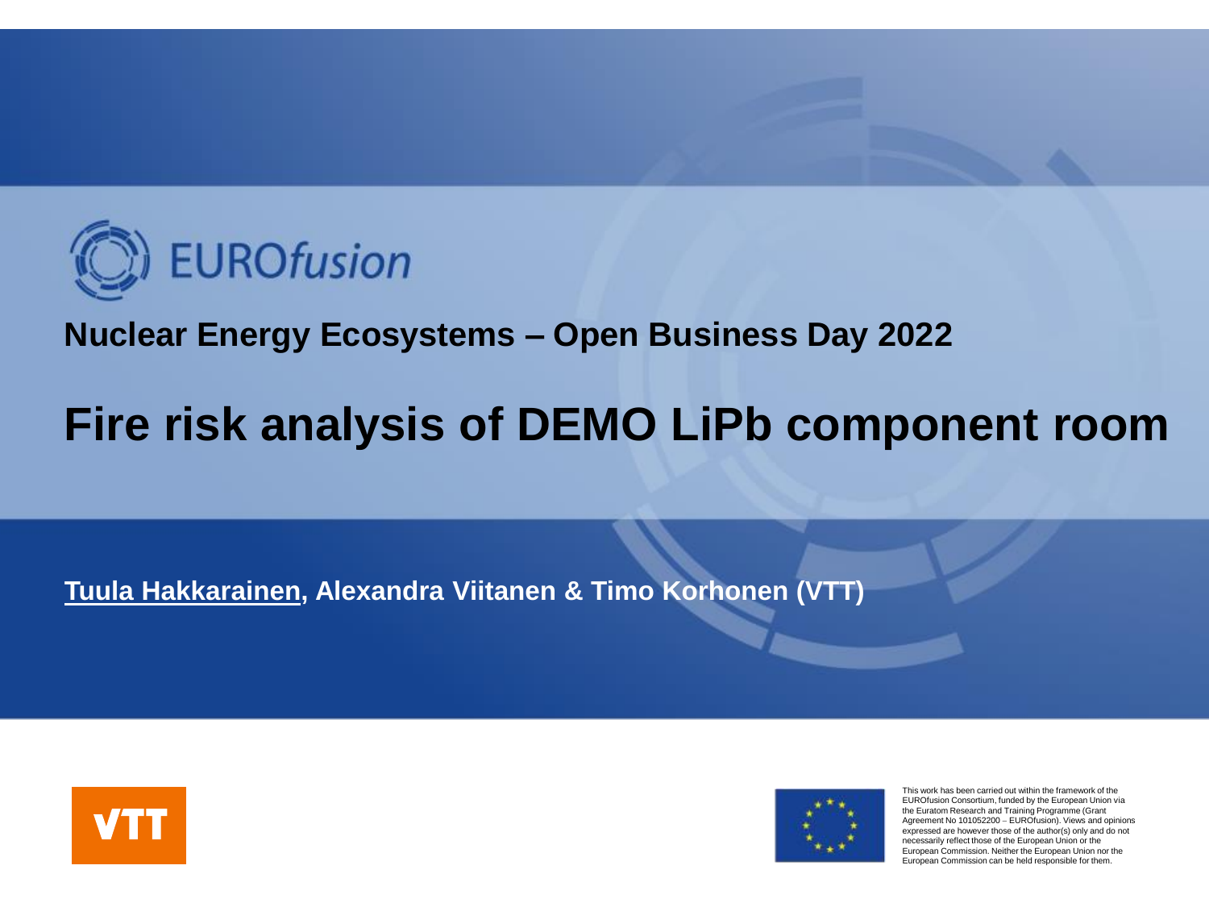EUROfusion

## Nuclear Energy Ecosystems – Open Business Day 2022

# Fire risk analysis of DEMO LiPb component room

**<u>Tuula Hakkarainen</u>, Alexandra Viitanen & Timo Korhonen (VTT)**

VTT

This work has been carried out within the framework of the EUROfusion Consortium, funded by the European Union via the Euratom Research and Training Programme (Grant Agreement No 101052200 – EUROfusion). Views and opinions expressed are however those of the author(s) only and do not necessarily reflect those of the European Union or the European Commission. Neither the European Union nor the European Commission can be held responsible for them.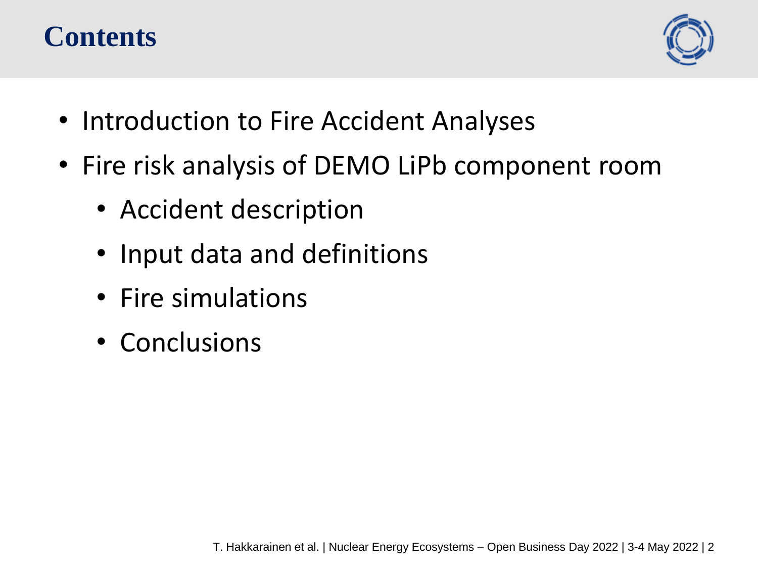# Contents

- Introduction to Fire Accident Analyses
- Fire risk analysis of DEMO LiPb component room
  - Accident description
  - Input data and definitions
  - Fire simulations
  - Conclusions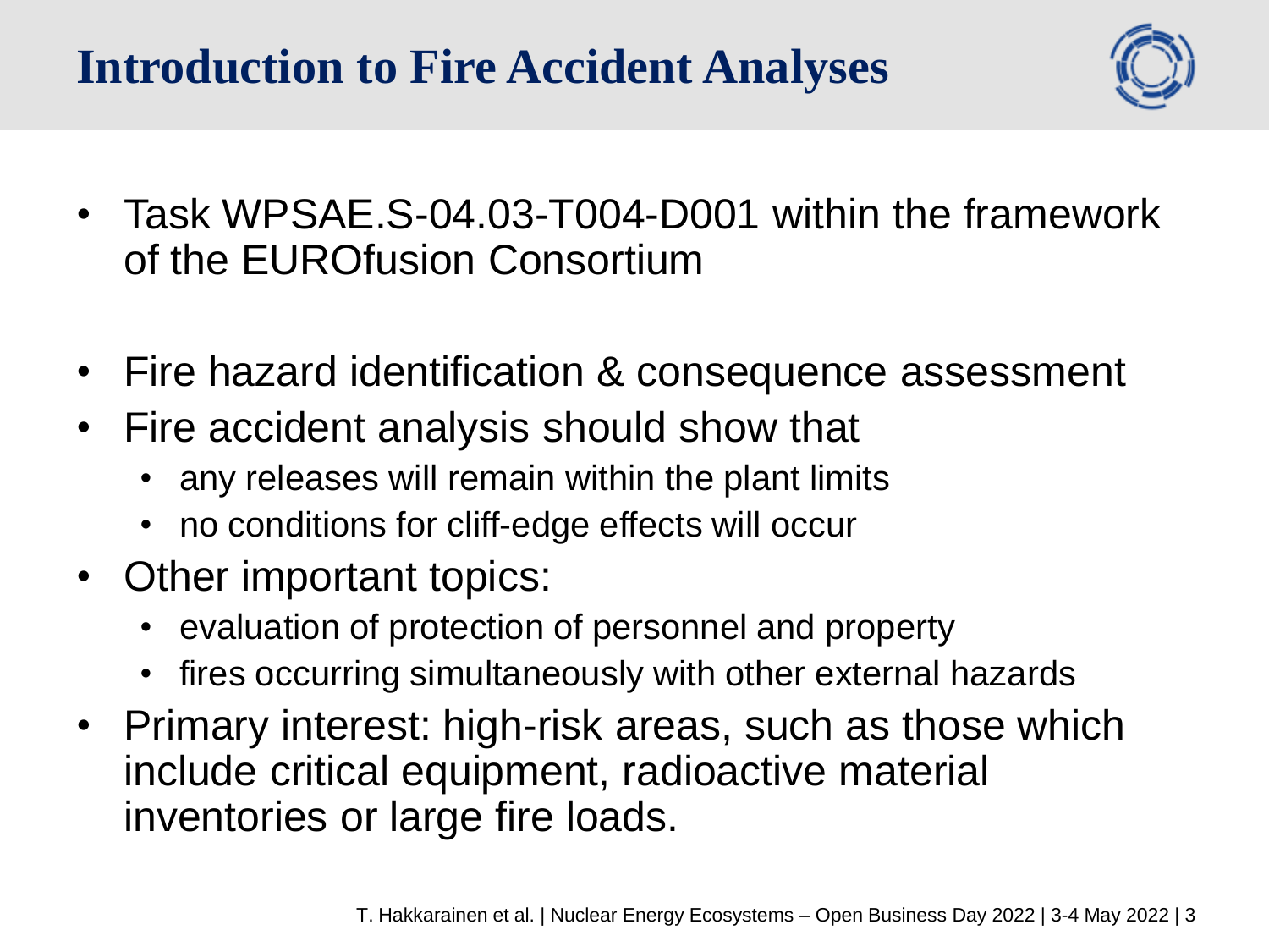# Introduction to Fire Accident Analyses

- Task WPSAE.S-04.03-T004-D001 within the framework of the EUROfusion Consortium

- Fire hazard identification & consequence assessment
- Fire accident analysis should show that
  - any releases will remain within the plant limits
  - no conditions for cliff-edge effects will occur
- Other important topics:
  - evaluation of protection of personnel and property
  - fires occurring simultaneously with other external hazards
- Primary interest: high-risk areas, such as those which include critical equipment, radioactive material inventories or large fire loads.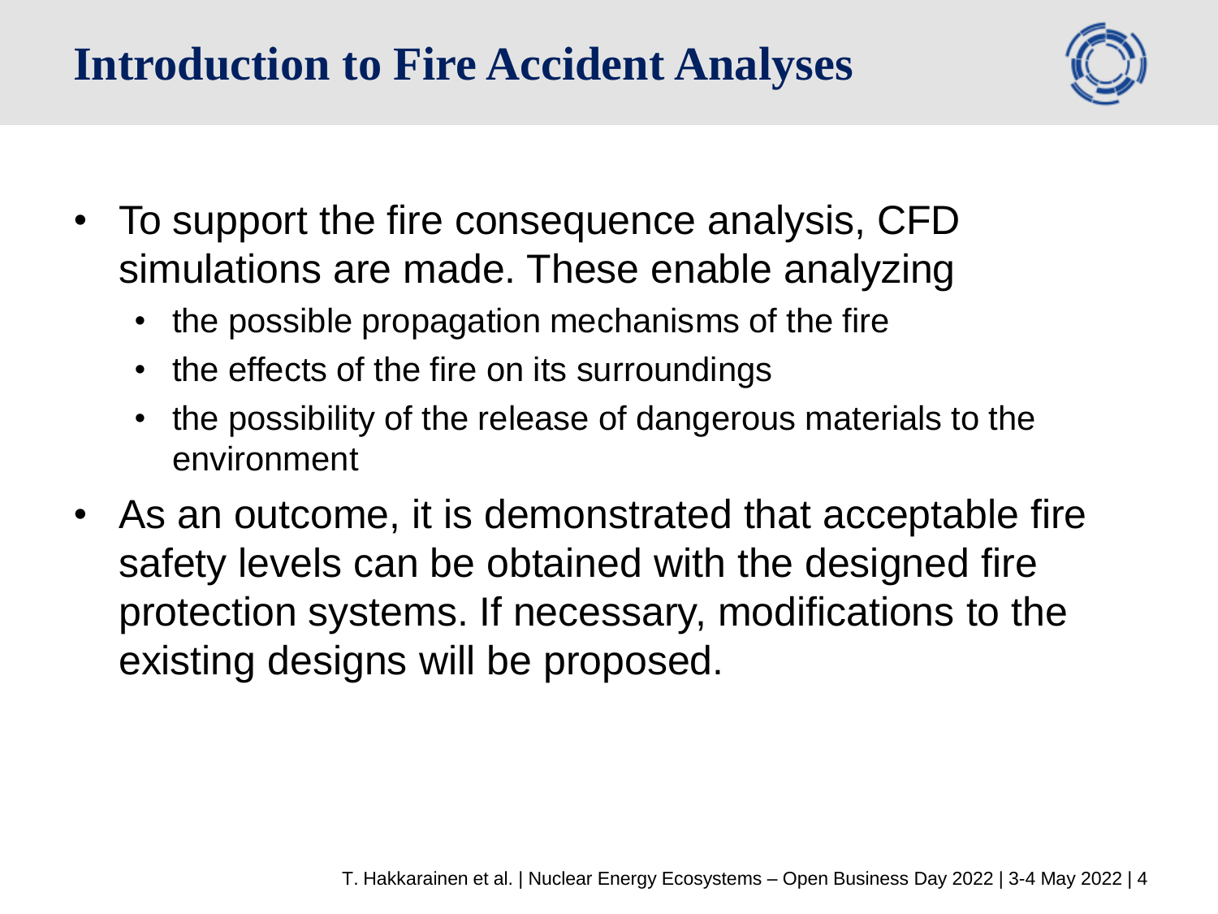# Introduction to Fire Accident Analyses

- To support the fire consequence analysis, CFD simulations are made. These enable analyzing
  - the possible propagation mechanisms of the fire
  - the effects of the fire on its surroundings
  - the possibility of the release of dangerous materials to the environment
- As an outcome, it is demonstrated that acceptable fire safety levels can be obtained with the designed fire protection systems. If necessary, modifications to the existing designs will be proposed.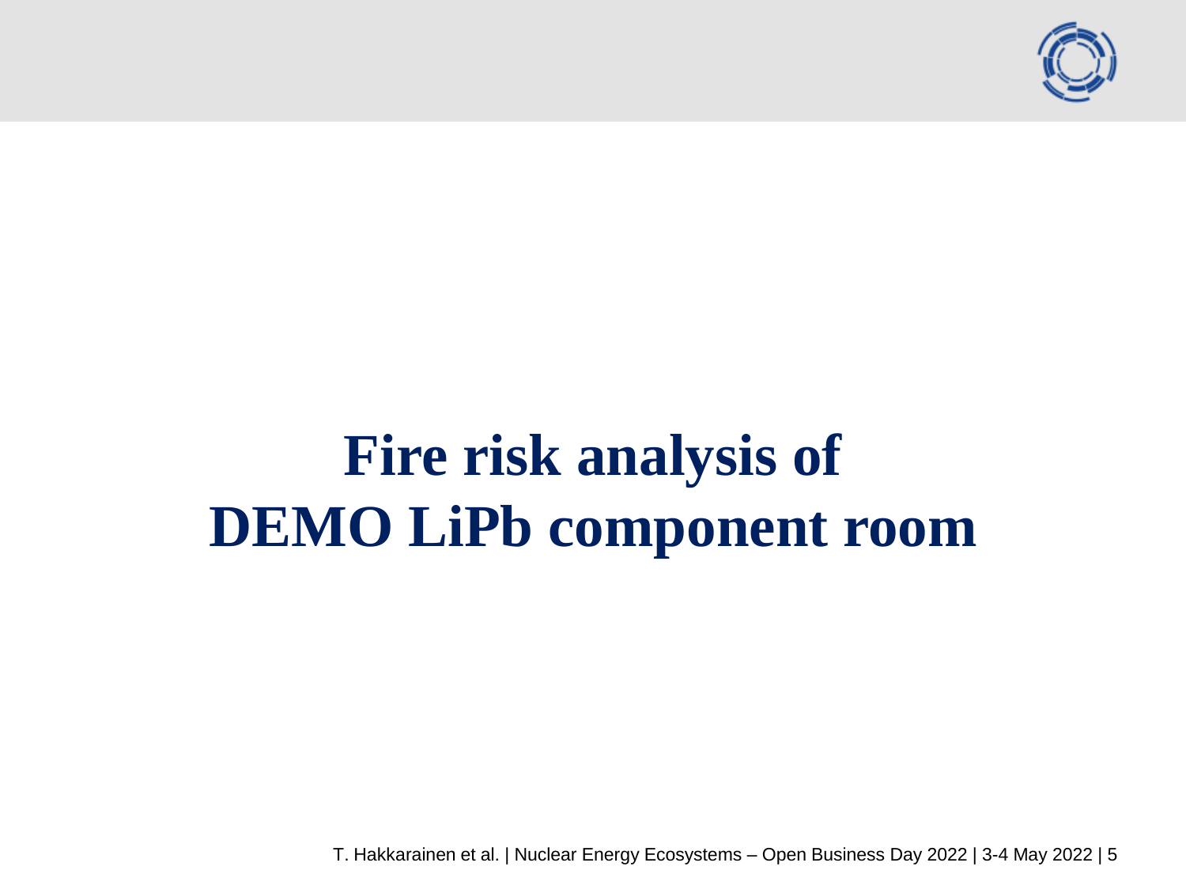# Fire risk analysis of DEMO LiPb component room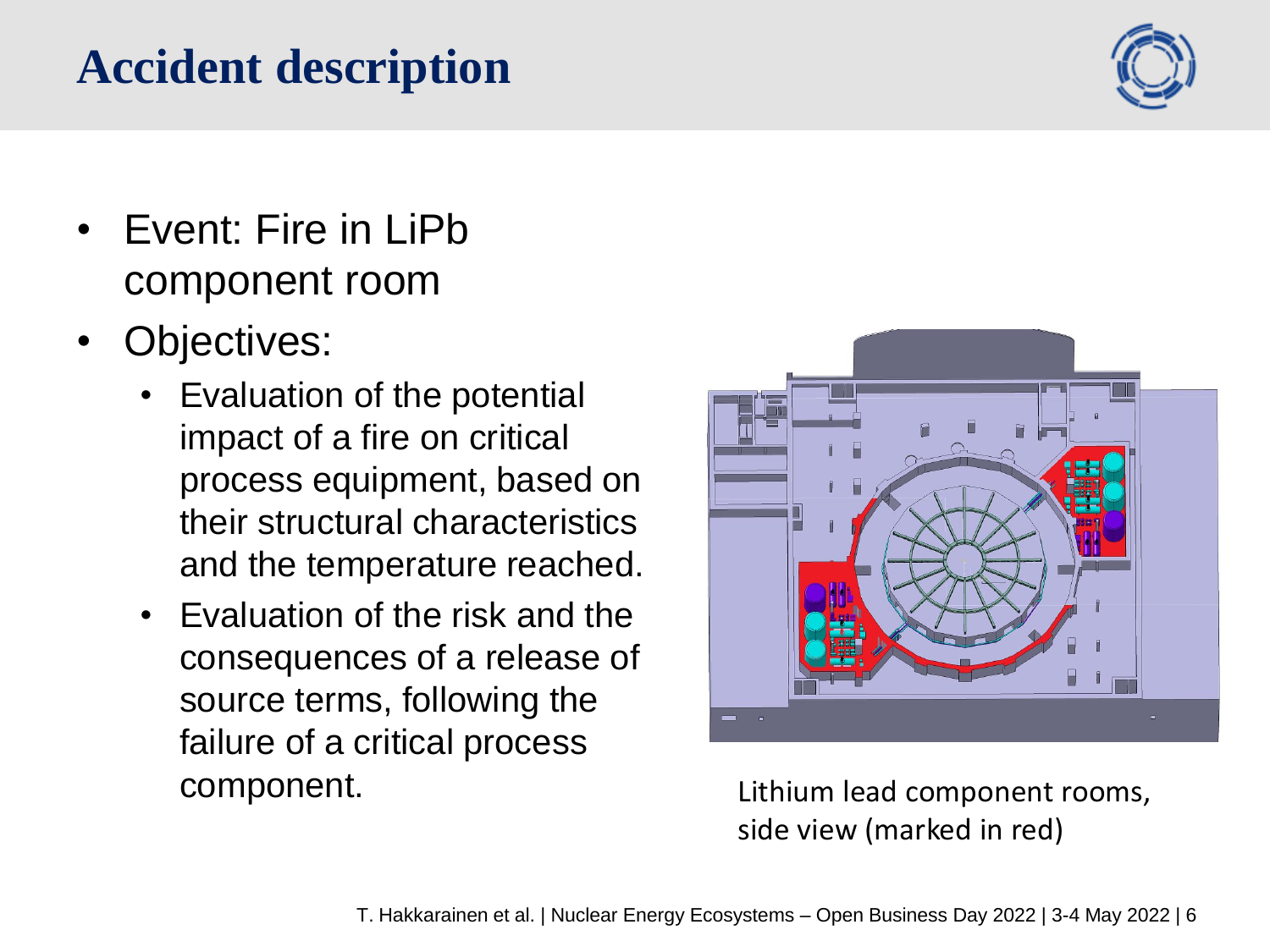# Accident description

- Event: Fire in LiPb component room
- Objectives:
  - Evaluation of the potential impact of a fire on critical process equipment, based on their structural characteristics and the temperature reached.
  - Evaluation of the risk and the consequences of a release of source terms, following the failure of a critical process component.

Lithium lead component rooms, side view (marked in red)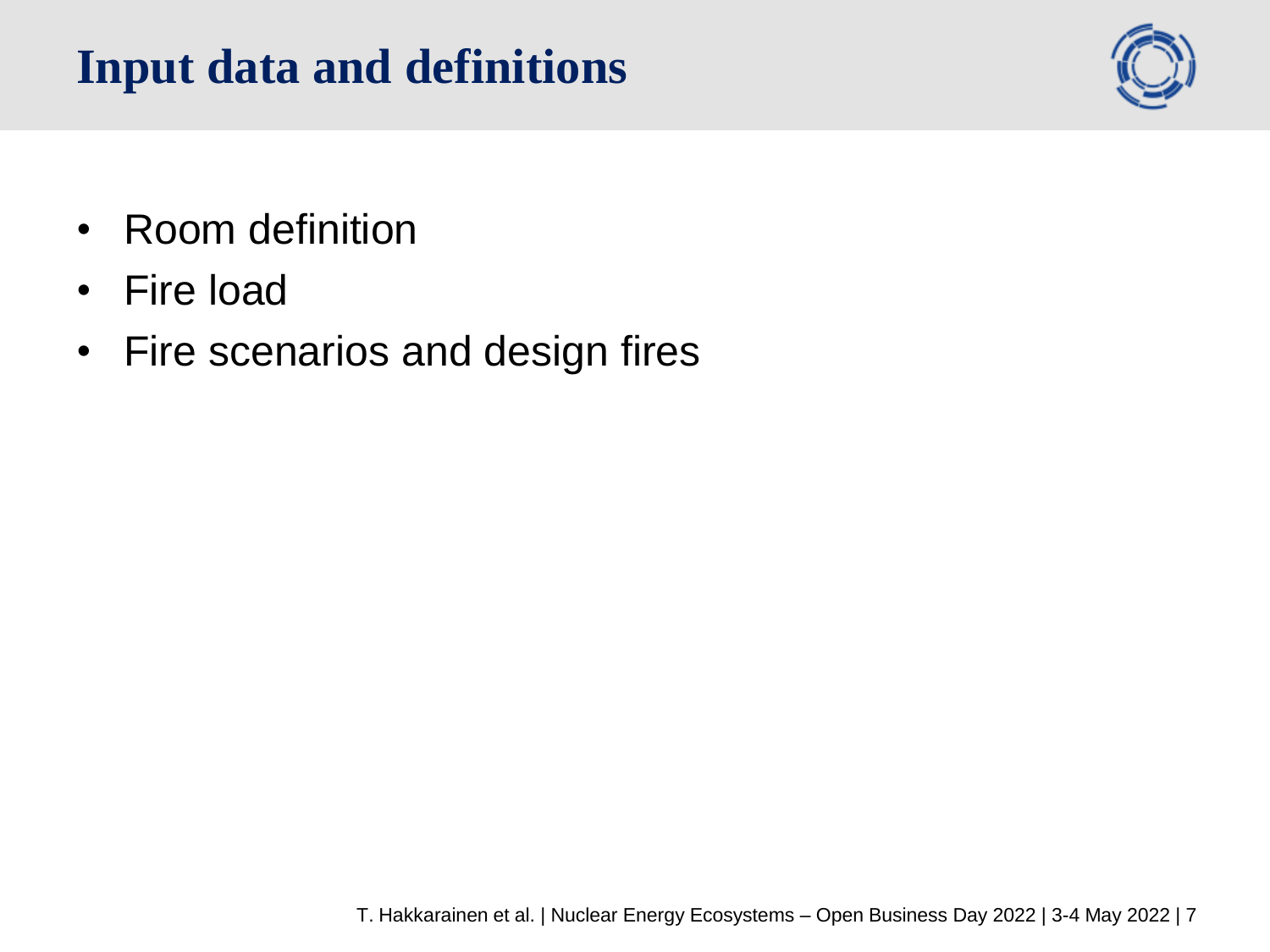# Input data and definitions

- Room definition
- Fire load
- Fire scenarios and design fires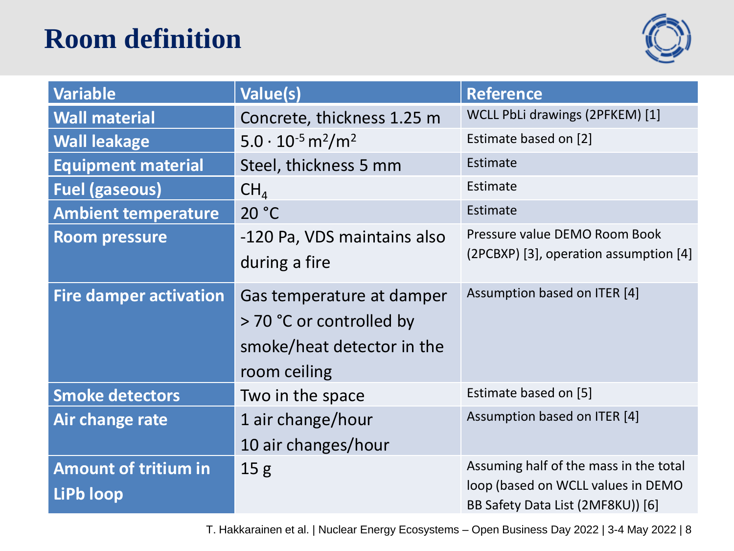# Room definition

| Variable | Value(s) | Reference |
|---|---|---|
| Wall material | Concrete, thickness 1.25 m | WCLL PbLi drawings (2PFKEM) [1] |
| Wall leakage | $5.0 \cdot 10^{-5}$ m²/m² | Estimate based on [2] |
| Equipment material | Steel, thickness 5 mm | Estimate |
| Fuel (gaseous) | $CH_4$ | Estimate |
| Ambient temperature | 20 °C | Estimate |
| Room pressure | -120 Pa, VDS maintains also during a fire | Pressure value DEMO Room Book (2PCBXP) [3], operation assumption [4] |
| Fire damper activation | Gas temperature at damper > 70 °C or controlled by smoke/heat detector in the room ceiling | Assumption based on ITER [4] |
| Smoke detectors | Two in the space | Estimate based on [5] |
| Air change rate | 1 air change/hour<br>10 air changes/hour | Assumption based on ITER [4] |
| Amount of tritium in LiPb loop | 15 g | Assuming half of the mass in the total loop (based on WCLL values in DEMO BB Safety Data List (2MF8KU)) [6] |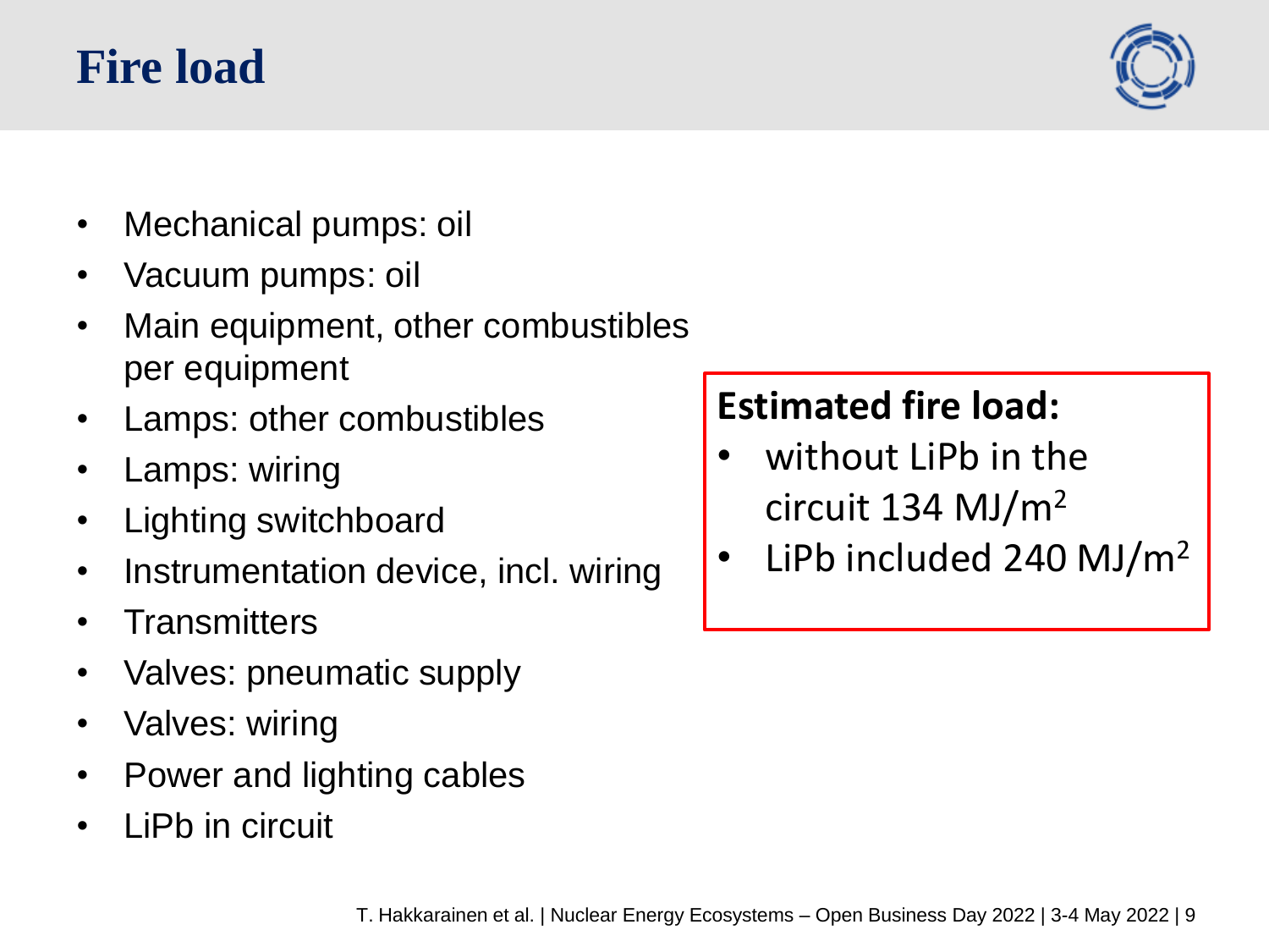# Fire load

- Mechanical pumps: oil
- Vacuum pumps: oil
- Main equipment, other combustibles per equipment
- Lamps: other combustibles
- Lamps: wiring
- Lighting switchboard
- Instrumentation device, incl. wiring
- Transmitters
- Valves: pneumatic supply
- Valves: wiring
- Power and lighting cables
- LiPb in circuit

**Estimated fire load:**

- without LiPb in the circuit 134 $MJ/m^2$
- LiPb included 240 $MJ/m^2$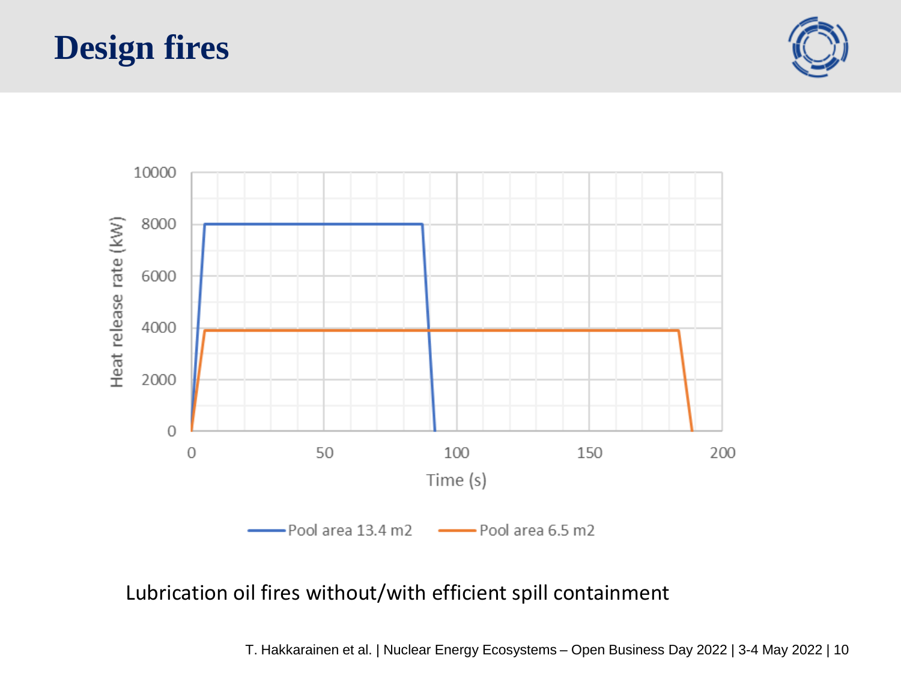# Design fires

Lubrication oil fires without/with efficient spill containment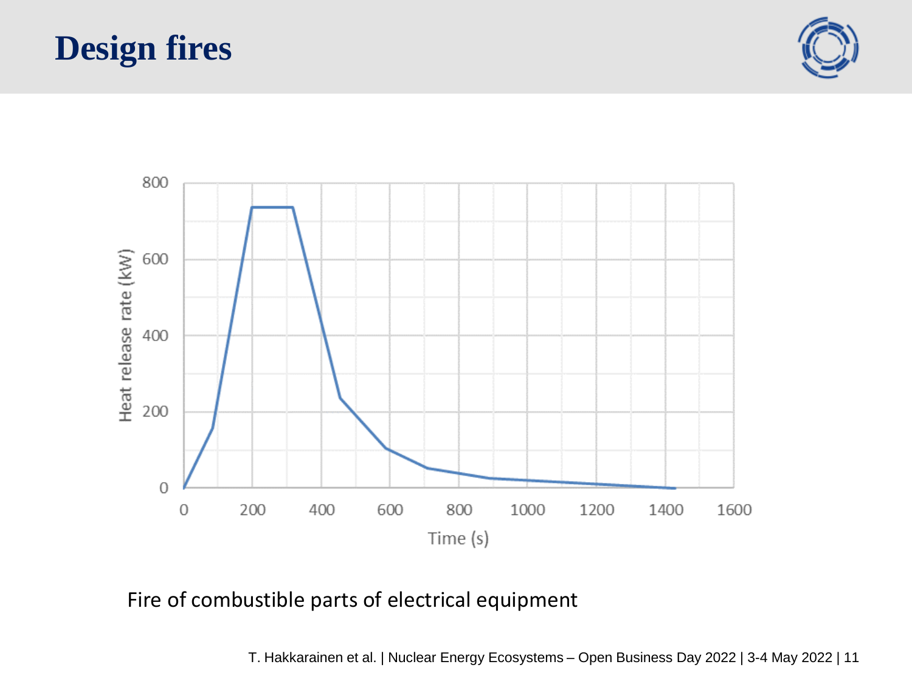# Design fires

Fire of combustible parts of electrical equipment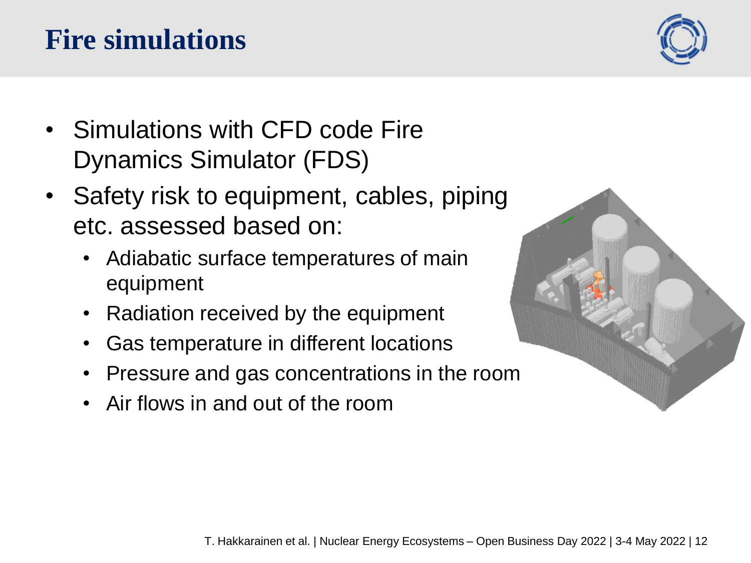# Fire simulations

- Simulations with CFD code Fire Dynamics Simulator (FDS)
- Safety risk to equipment, cables, piping etc. assessed based on:
  - Adiabatic surface temperatures of main equipment
  - Radiation received by the equipment
  - Gas temperature in different locations
  - Pressure and gas concentrations in the room
  - Air flows in and out of the room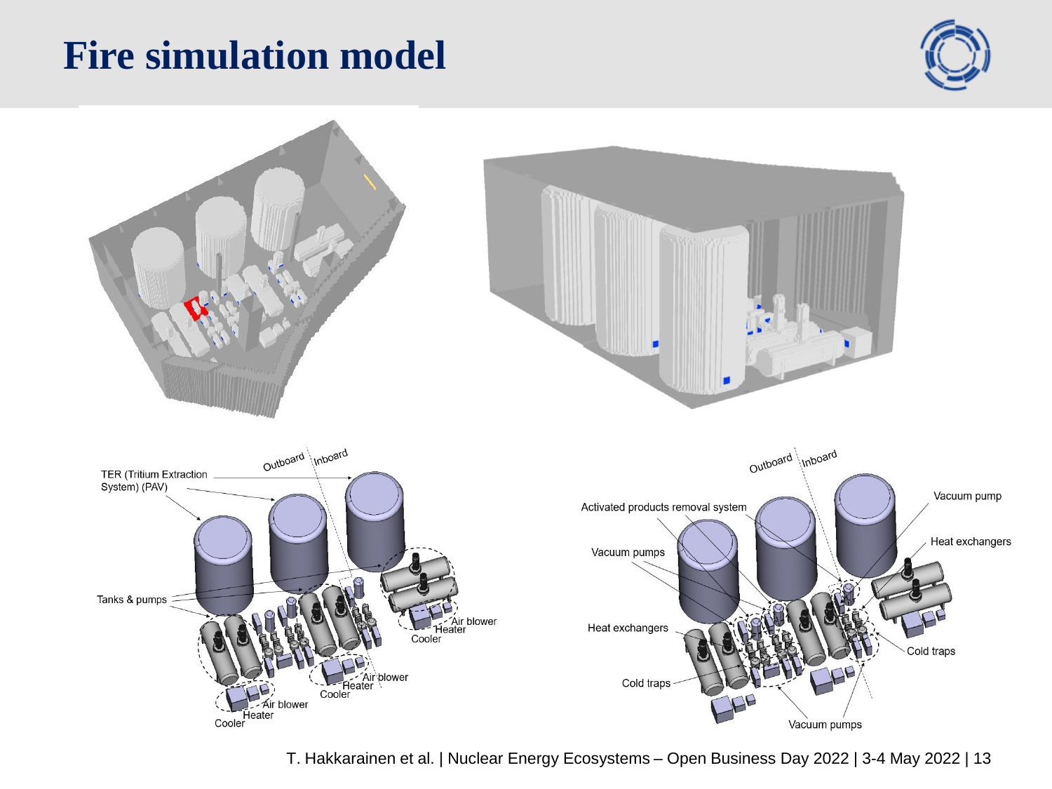# Fire simulation model

Outboard | Inboard

TER (Tritium Extraction System) (PAV)

Tanks & pumps

Air blower
Heater
Cooler

Air blower
Heater
Cooler

Air blower
Heater
Cooler

Outboard | Inboard

Activated products removal system

Vacuum pumps

Heat exchangers

Cold traps

Vacuum pump

Heat exchangers

Cold traps

Vacuum pumps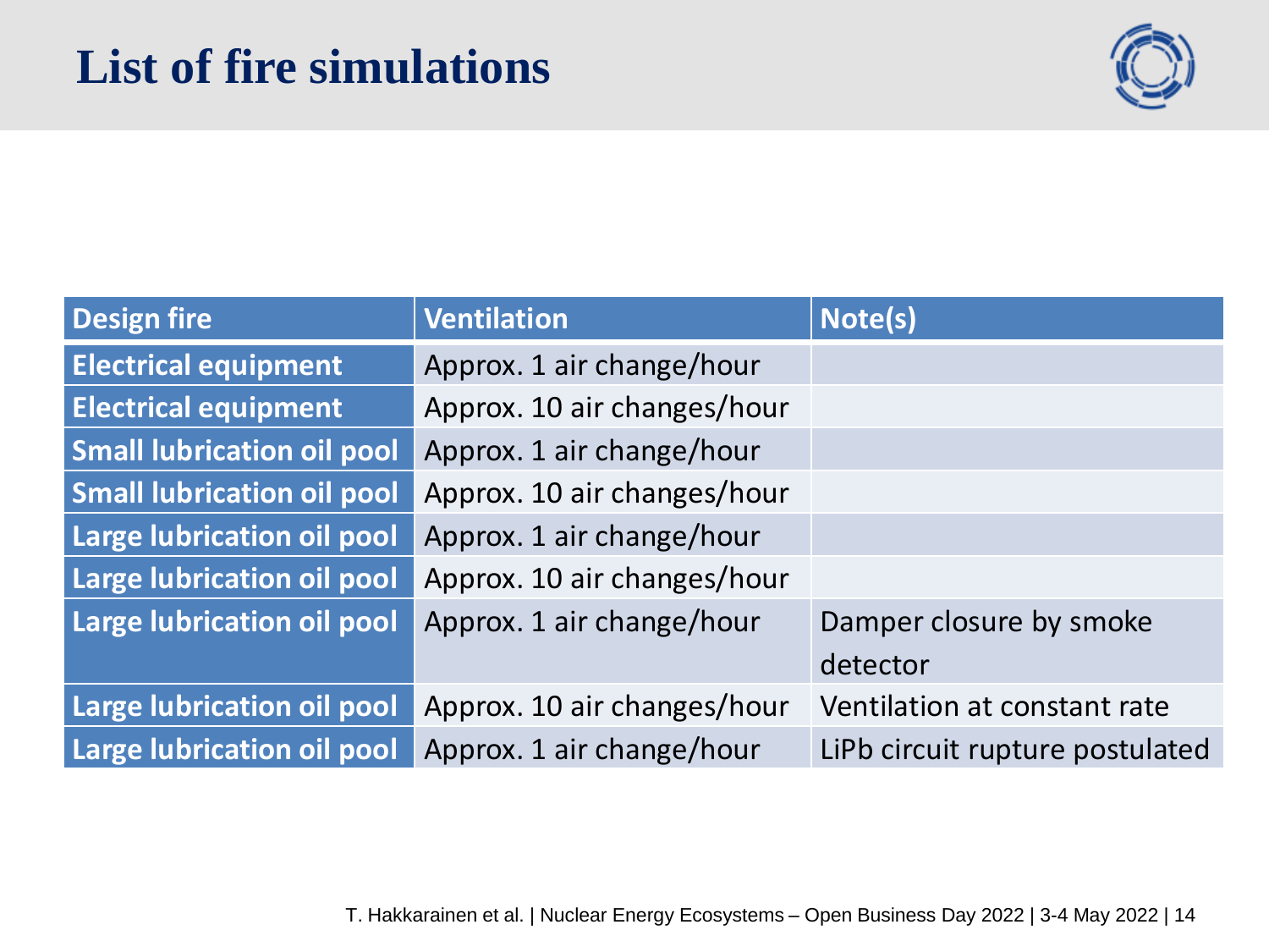# List of fire simulations

| Design fire | Ventilation | Note(s) |
|---|---|---|
| Electrical equipment | Approx. 1 air change/hour | |
| Electrical equipment | Approx. 10 air changes/hour | |
| Small lubrication oil pool | Approx. 1 air change/hour | |
| Small lubrication oil pool | Approx. 10 air changes/hour | |
| Large lubrication oil pool | Approx. 1 air change/hour | |
| Large lubrication oil pool | Approx. 10 air changes/hour | |
| Large lubrication oil pool | Approx. 1 air change/hour | Damper closure by smoke detector |
| Large lubrication oil pool | Approx. 10 air changes/hour | Ventilation at constant rate |
| Large lubrication oil pool | Approx. 1 air change/hour | LiPb circuit rupture postulated |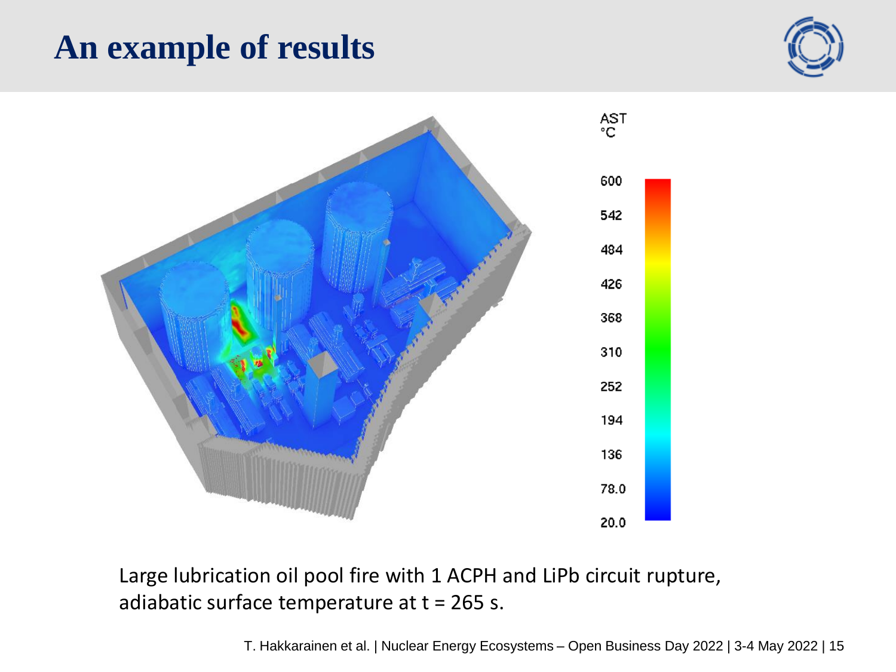# An example of results

Large lubrication oil pool fire with 1 ACPH and LiPb circuit rupture, adiabatic surface temperature at t = 265 s.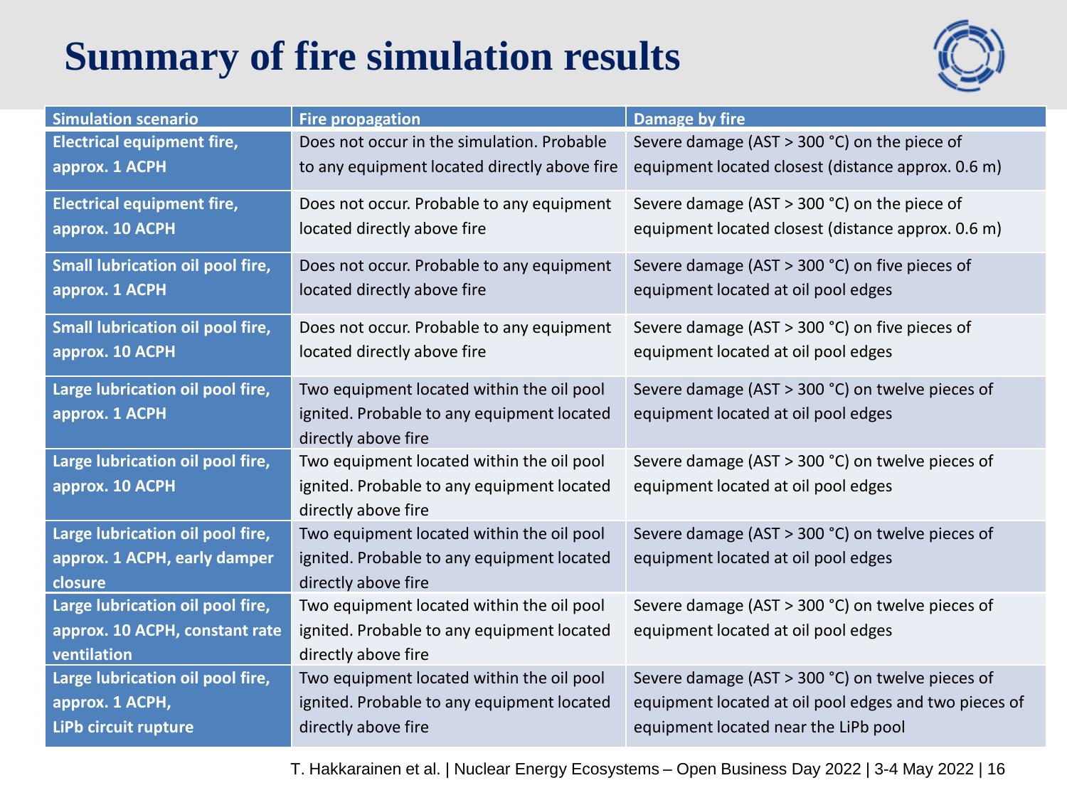# Summary of fire simulation results

| Simulation scenario | Fire propagation | Damage by fire |
|---|---|---|
| **Electrical equipment fire, approx. 1 ACPH** | Does not occur in the simulation. Probable to any equipment located directly above fire | Severe damage (AST > 300 °C) on the piece of equipment located closest (distance approx. 0.6 m) |
| **Electrical equipment fire, approx. 10 ACPH** | Does not occur. Probable to any equipment located directly above fire | Severe damage (AST > 300 °C) on the piece of equipment located closest (distance approx. 0.6 m) |
| **Small lubrication oil pool fire, approx. 1 ACPH** | Does not occur. Probable to any equipment located directly above fire | Severe damage (AST > 300 °C) on five pieces of equipment located at oil pool edges |
| **Small lubrication oil pool fire, approx. 10 ACPH** | Does not occur. Probable to any equipment located directly above fire | Severe damage (AST > 300 °C) on five pieces of equipment located at oil pool edges |
| **Large lubrication oil pool fire, approx. 1 ACPH** | Two equipment located within the oil pool ignited. Probable to any equipment located directly above fire | Severe damage (AST > 300 °C) on twelve pieces of equipment located at oil pool edges |
| **Large lubrication oil pool fire, approx. 10 ACPH** | Two equipment located within the oil pool ignited. Probable to any equipment located directly above fire | Severe damage (AST > 300 °C) on twelve pieces of equipment located at oil pool edges |
| **Large lubrication oil pool fire, approx. 1 ACPH, early damper closure** | Two equipment located within the oil pool ignited. Probable to any equipment located directly above fire | Severe damage (AST > 300 °C) on twelve pieces of equipment located at oil pool edges |
| **Large lubrication oil pool fire, approx. 10 ACPH, constant rate ventilation** | Two equipment located within the oil pool ignited. Probable to any equipment located directly above fire | Severe damage (AST > 300 °C) on twelve pieces of equipment located at oil pool edges |
| **Large lubrication oil pool fire, approx. 1 ACPH, LiPb circuit rupture** | Two equipment located within the oil pool ignited. Probable to any equipment located directly above fire | Severe damage (AST > 300 °C) on twelve pieces of equipment located at oil pool edges and two pieces of equipment located near the LiPb pool |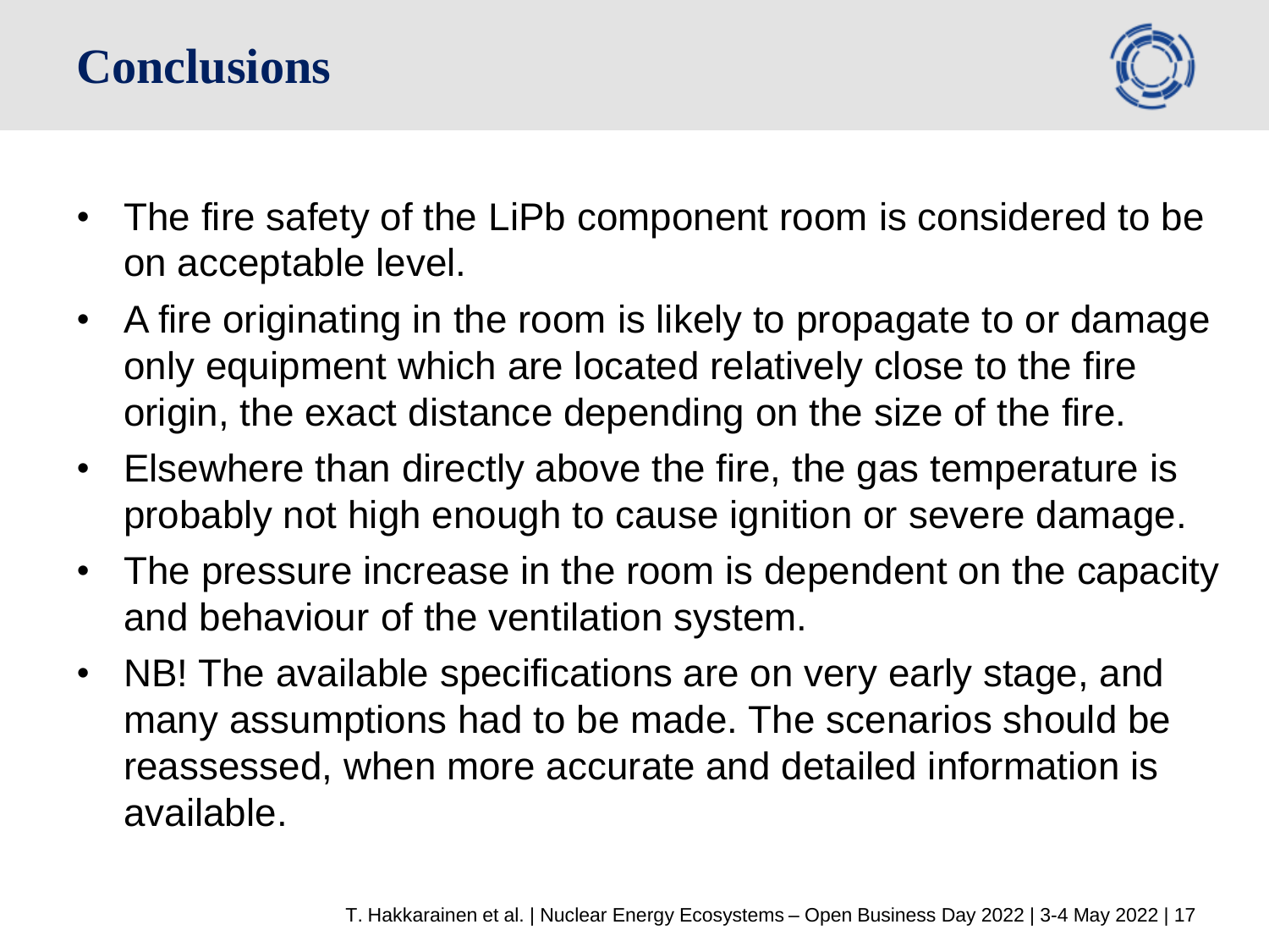# Conclusions

- The fire safety of the LiPb component room is considered to be on acceptable level.
- A fire originating in the room is likely to propagate to or damage only equipment which are located relatively close to the fire origin, the exact distance depending on the size of the fire.
- Elsewhere than directly above the fire, the gas temperature is probably not high enough to cause ignition or severe damage.
- The pressure increase in the room is dependent on the capacity and behaviour of the ventilation system.
- NB! The available specifications are on very early stage, and many assumptions had to be made. The scenarios should be reassessed, when more accurate and detailed information is available.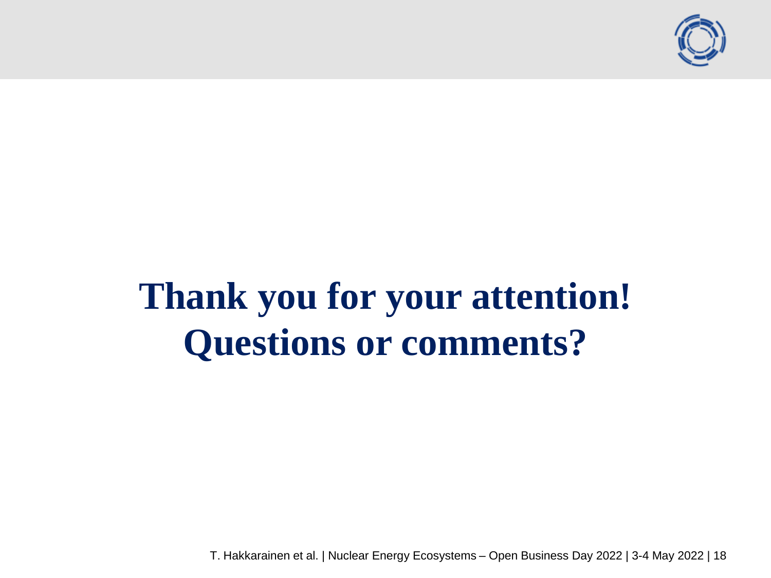# Thank you for your attention! Questions or comments?